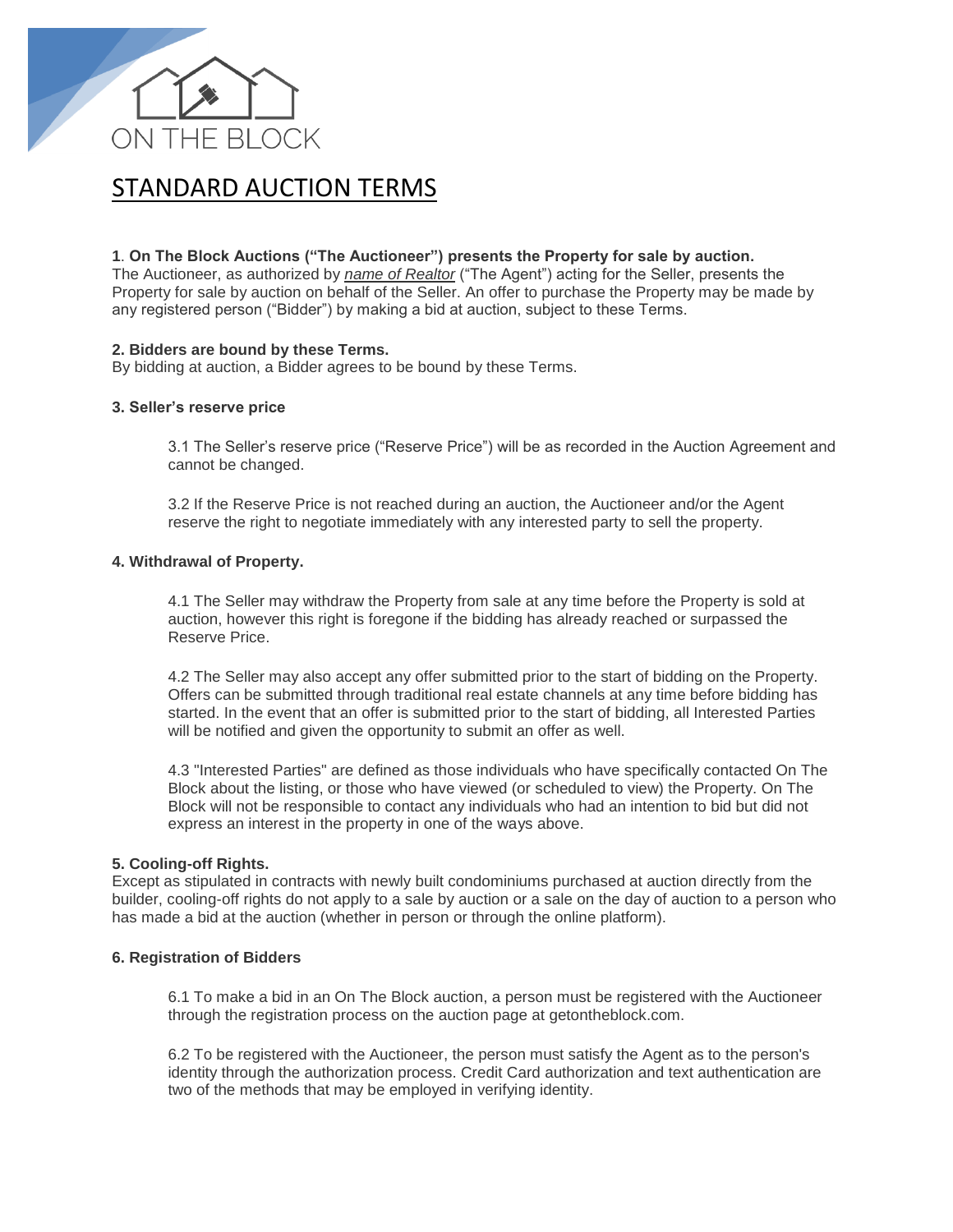ON THE BLOCK

# STANDARD AUCTION TERMS

**1**. **On The Block Auctions ("The Auctioneer") presents the Property for sale by auction.**
The Auctioneer, as authorized by *name of Realtor* ("The Agent") acting for the Seller, presents the Property for sale by auction on behalf of the Seller. An offer to purchase the Property may be made by any registered person ("Bidder") by making a bid at auction, subject to these Terms.

**2. Bidders are bound by these Terms.**
By bidding at auction, a Bidder agrees to be bound by these Terms.

**3. Seller's reserve price**

3.1 The Seller's reserve price ("Reserve Price") will be as recorded in the Auction Agreement and cannot be changed.

3.2 If the Reserve Price is not reached during an auction, the Auctioneer and/or the Agent reserve the right to negotiate immediately with any interested party to sell the property.

**4. Withdrawal of Property.**

4.1 The Seller may withdraw the Property from sale at any time before the Property is sold at auction, however this right is foregone if the bidding has already reached or surpassed the Reserve Price.

4.2 The Seller may also accept any offer submitted prior to the start of bidding on the Property. Offers can be submitted through traditional real estate channels at any time before bidding has started. In the event that an offer is submitted prior to the start of bidding, all Interested Parties will be notified and given the opportunity to submit an offer as well.

4.3 "Interested Parties" are defined as those individuals who have specifically contacted On The Block about the listing, or those who have viewed (or scheduled to view) the Property. On The Block will not be responsible to contact any individuals who had an intention to bid but did not express an interest in the property in one of the ways above.

**5. Cooling-off Rights.**
Except as stipulated in contracts with newly built condominiums purchased at auction directly from the builder, cooling-off rights do not apply to a sale by auction or a sale on the day of auction to a person who has made a bid at the auction (whether in person or through the online platform).

**6. Registration of Bidders**

6.1 To make a bid in an On The Block auction, a person must be registered with the Auctioneer through the registration process on the auction page at getontheblock.com.

6.2 To be registered with the Auctioneer, the person must satisfy the Agent as to the person's identity through the authorization process. Credit Card authorization and text authentication are two of the methods that may be employed in verifying identity.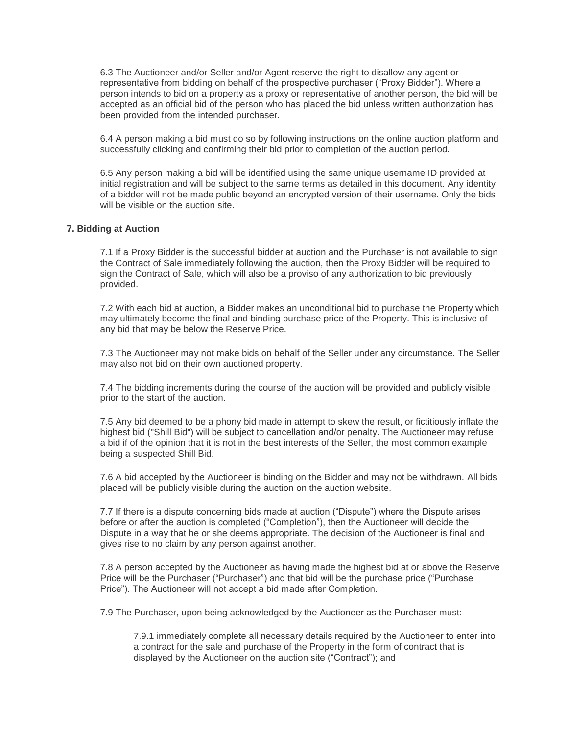6.3 The Auctioneer and/or Seller and/or Agent reserve the right to disallow any agent or representative from bidding on behalf of the prospective purchaser ("Proxy Bidder"). Where a person intends to bid on a property as a proxy or representative of another person, the bid will be accepted as an official bid of the person who has placed the bid unless written authorization has been provided from the intended purchaser.

6.4 A person making a bid must do so by following instructions on the online auction platform and successfully clicking and confirming their bid prior to completion of the auction period.

6.5 Any person making a bid will be identified using the same unique username ID provided at initial registration and will be subject to the same terms as detailed in this document. Any identity of a bidder will not be made public beyond an encrypted version of their username. Only the bids will be visible on the auction site.

**7. Bidding at Auction**

7.1 If a Proxy Bidder is the successful bidder at auction and the Purchaser is not available to sign the Contract of Sale immediately following the auction, then the Proxy Bidder will be required to sign the Contract of Sale, which will also be a proviso of any authorization to bid previously provided.

7.2 With each bid at auction, a Bidder makes an unconditional bid to purchase the Property which may ultimately become the final and binding purchase price of the Property. This is inclusive of any bid that may be below the Reserve Price.

7.3 The Auctioneer may not make bids on behalf of the Seller under any circumstance. The Seller may also not bid on their own auctioned property.

7.4 The bidding increments during the course of the auction will be provided and publicly visible prior to the start of the auction.

7.5 Any bid deemed to be a phony bid made in attempt to skew the result, or fictitiously inflate the highest bid ("Shill Bid") will be subject to cancellation and/or penalty. The Auctioneer may refuse a bid if of the opinion that it is not in the best interests of the Seller, the most common example being a suspected Shill Bid.

7.6 A bid accepted by the Auctioneer is binding on the Bidder and may not be withdrawn. All bids placed will be publicly visible during the auction on the auction website.

7.7 If there is a dispute concerning bids made at auction ("Dispute") where the Dispute arises before or after the auction is completed ("Completion"), then the Auctioneer will decide the Dispute in a way that he or she deems appropriate. The decision of the Auctioneer is final and gives rise to no claim by any person against another.

7.8 A person accepted by the Auctioneer as having made the highest bid at or above the Reserve Price will be the Purchaser ("Purchaser") and that bid will be the purchase price ("Purchase Price"). The Auctioneer will not accept a bid made after Completion.

7.9 The Purchaser, upon being acknowledged by the Auctioneer as the Purchaser must:

7.9.1 immediately complete all necessary details required by the Auctioneer to enter into a contract for the sale and purchase of the Property in the form of contract that is displayed by the Auctioneer on the auction site ("Contract"); and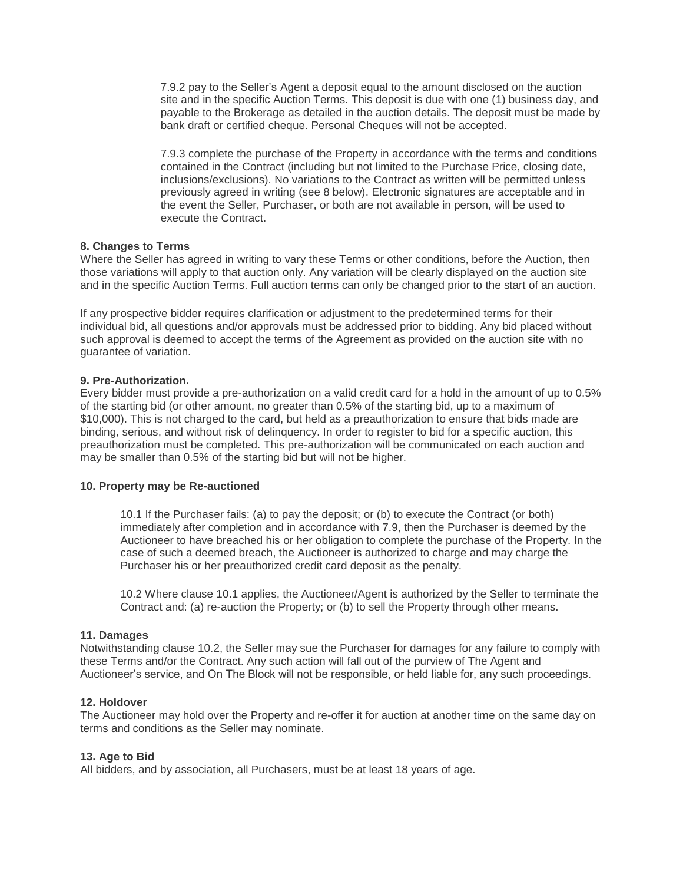7.9.2 pay to the Seller's Agent a deposit equal to the amount disclosed on the auction site and in the specific Auction Terms. This deposit is due with one (1) business day, and payable to the Brokerage as detailed in the auction details. The deposit must be made by bank draft or certified cheque. Personal Cheques will not be accepted.

7.9.3 complete the purchase of the Property in accordance with the terms and conditions contained in the Contract (including but not limited to the Purchase Price, closing date, inclusions/exclusions). No variations to the Contract as written will be permitted unless previously agreed in writing (see 8 below). Electronic signatures are acceptable and in the event the Seller, Purchaser, or both are not available in person, will be used to execute the Contract.

**8. Changes to Terms**

Where the Seller has agreed in writing to vary these Terms or other conditions, before the Auction, then those variations will apply to that auction only. Any variation will be clearly displayed on the auction site and in the specific Auction Terms. Full auction terms can only be changed prior to the start of an auction.

If any prospective bidder requires clarification or adjustment to the predetermined terms for their individual bid, all questions and/or approvals must be addressed prior to bidding. Any bid placed without such approval is deemed to accept the terms of the Agreement as provided on the auction site with no guarantee of variation.

**9. Pre-Authorization.**

Every bidder must provide a pre-authorization on a valid credit card for a hold in the amount of up to 0.5% of the starting bid (or other amount, no greater than 0.5% of the starting bid, up to a maximum of $10,000). This is not charged to the card, but held as a preauthorization to ensure that bids made are binding, serious, and without risk of delinquency. In order to register to bid for a specific auction, this preauthorization must be completed. This pre-authorization will be communicated on each auction and may be smaller than 0.5% of the starting bid but will not be higher.

**10. Property may be Re-auctioned**

10.1 If the Purchaser fails: (a) to pay the deposit; or (b) to execute the Contract (or both) immediately after completion and in accordance with 7.9, then the Purchaser is deemed by the Auctioneer to have breached his or her obligation to complete the purchase of the Property. In the case of such a deemed breach, the Auctioneer is authorized to charge and may charge the Purchaser his or her preauthorized credit card deposit as the penalty.

10.2 Where clause 10.1 applies, the Auctioneer/Agent is authorized by the Seller to terminate the Contract and: (a) re-auction the Property; or (b) to sell the Property through other means.

**11. Damages**

Notwithstanding clause 10.2, the Seller may sue the Purchaser for damages for any failure to comply with these Terms and/or the Contract. Any such action will fall out of the purview of The Agent and Auctioneer's service, and On The Block will not be responsible, or held liable for, any such proceedings.

**12. Holdover**

The Auctioneer may hold over the Property and re-offer it for auction at another time on the same day on terms and conditions as the Seller may nominate.

**13. Age to Bid**

All bidders, and by association, all Purchasers, must be at least 18 years of age.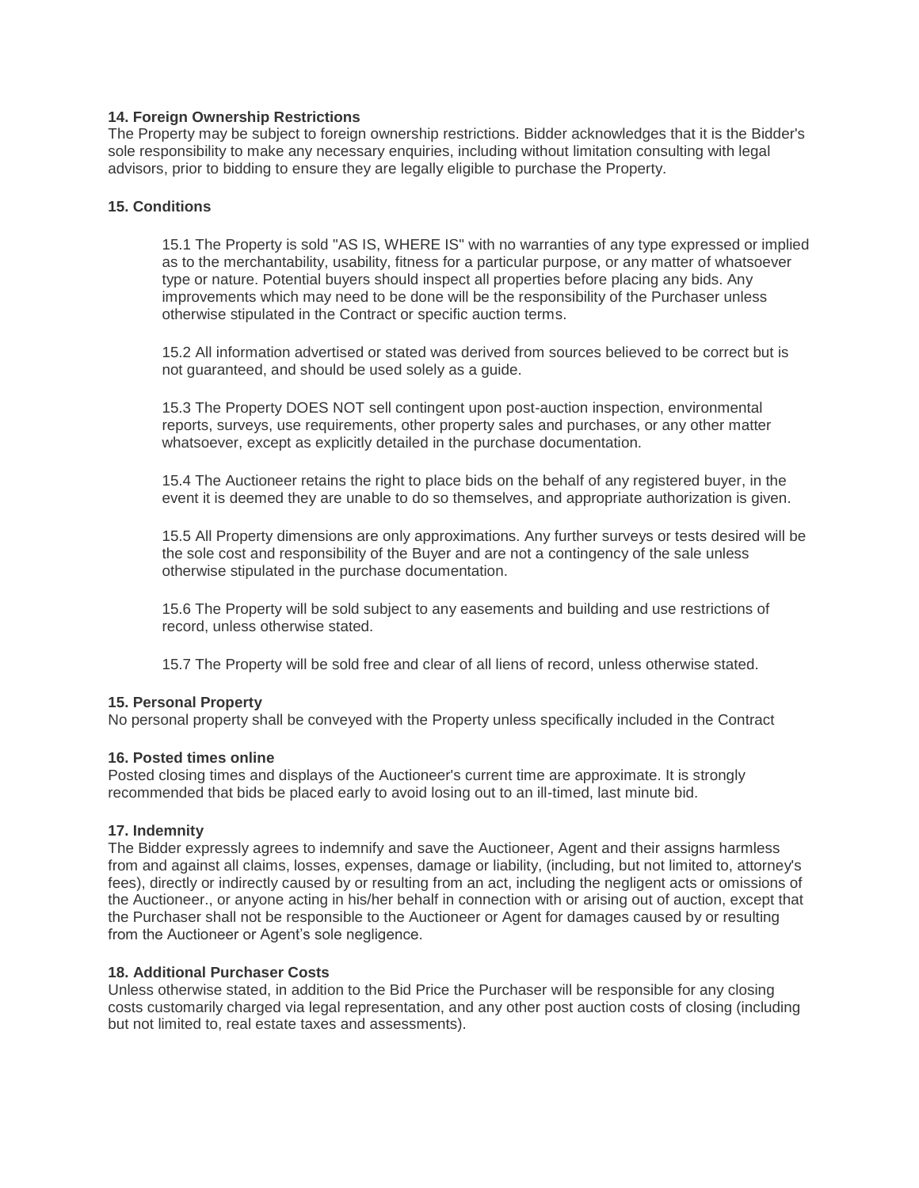**14. Foreign Ownership Restrictions**
The Property may be subject to foreign ownership restrictions. Bidder acknowledges that it is the Bidder's sole responsibility to make any necessary enquiries, including without limitation consulting with legal advisors, prior to bidding to ensure they are legally eligible to purchase the Property.

**15. Conditions**

15.1 The Property is sold "AS IS, WHERE IS" with no warranties of any type expressed or implied as to the merchantability, usability, fitness for a particular purpose, or any matter of whatsoever type or nature. Potential buyers should inspect all properties before placing any bids. Any improvements which may need to be done will be the responsibility of the Purchaser unless otherwise stipulated in the Contract or specific auction terms.

15.2 All information advertised or stated was derived from sources believed to be correct but is not guaranteed, and should be used solely as a guide.

15.3 The Property DOES NOT sell contingent upon post-auction inspection, environmental reports, surveys, use requirements, other property sales and purchases, or any other matter whatsoever, except as explicitly detailed in the purchase documentation.

15.4 The Auctioneer retains the right to place bids on the behalf of any registered buyer, in the event it is deemed they are unable to do so themselves, and appropriate authorization is given.

15.5 All Property dimensions are only approximations. Any further surveys or tests desired will be the sole cost and responsibility of the Buyer and are not a contingency of the sale unless otherwise stipulated in the purchase documentation.

15.6 The Property will be sold subject to any easements and building and use restrictions of record, unless otherwise stated.

15.7 The Property will be sold free and clear of all liens of record, unless otherwise stated.

**15. Personal Property**
No personal property shall be conveyed with the Property unless specifically included in the Contract

**16. Posted times online**
Posted closing times and displays of the Auctioneer's current time are approximate. It is strongly recommended that bids be placed early to avoid losing out to an ill-timed, last minute bid.

**17. Indemnity**
The Bidder expressly agrees to indemnify and save the Auctioneer, Agent and their assigns harmless from and against all claims, losses, expenses, damage or liability, (including, but not limited to, attorney's fees), directly or indirectly caused by or resulting from an act, including the negligent acts or omissions of the Auctioneer., or anyone acting in his/her behalf in connection with or arising out of auction, except that the Purchaser shall not be responsible to the Auctioneer or Agent for damages caused by or resulting from the Auctioneer or Agent's sole negligence.

**18. Additional Purchaser Costs**
Unless otherwise stated, in addition to the Bid Price the Purchaser will be responsible for any closing costs customarily charged via legal representation, and any other post auction costs of closing (including but not limited to, real estate taxes and assessments).